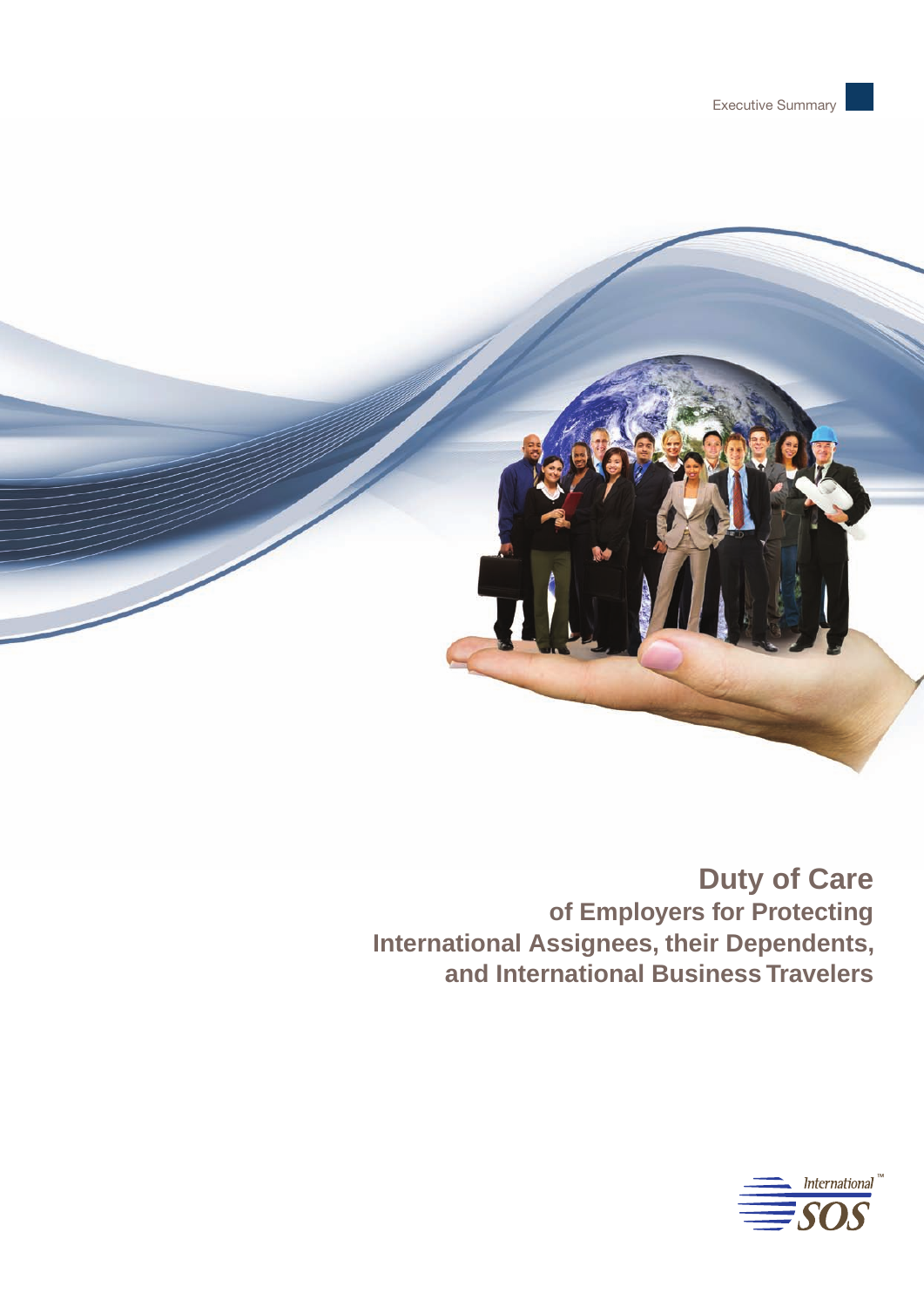Executive Summary

# Duty of Care

## of Employers for Protecting International Assignees, their Dependents, and International Business Travelers

International SOS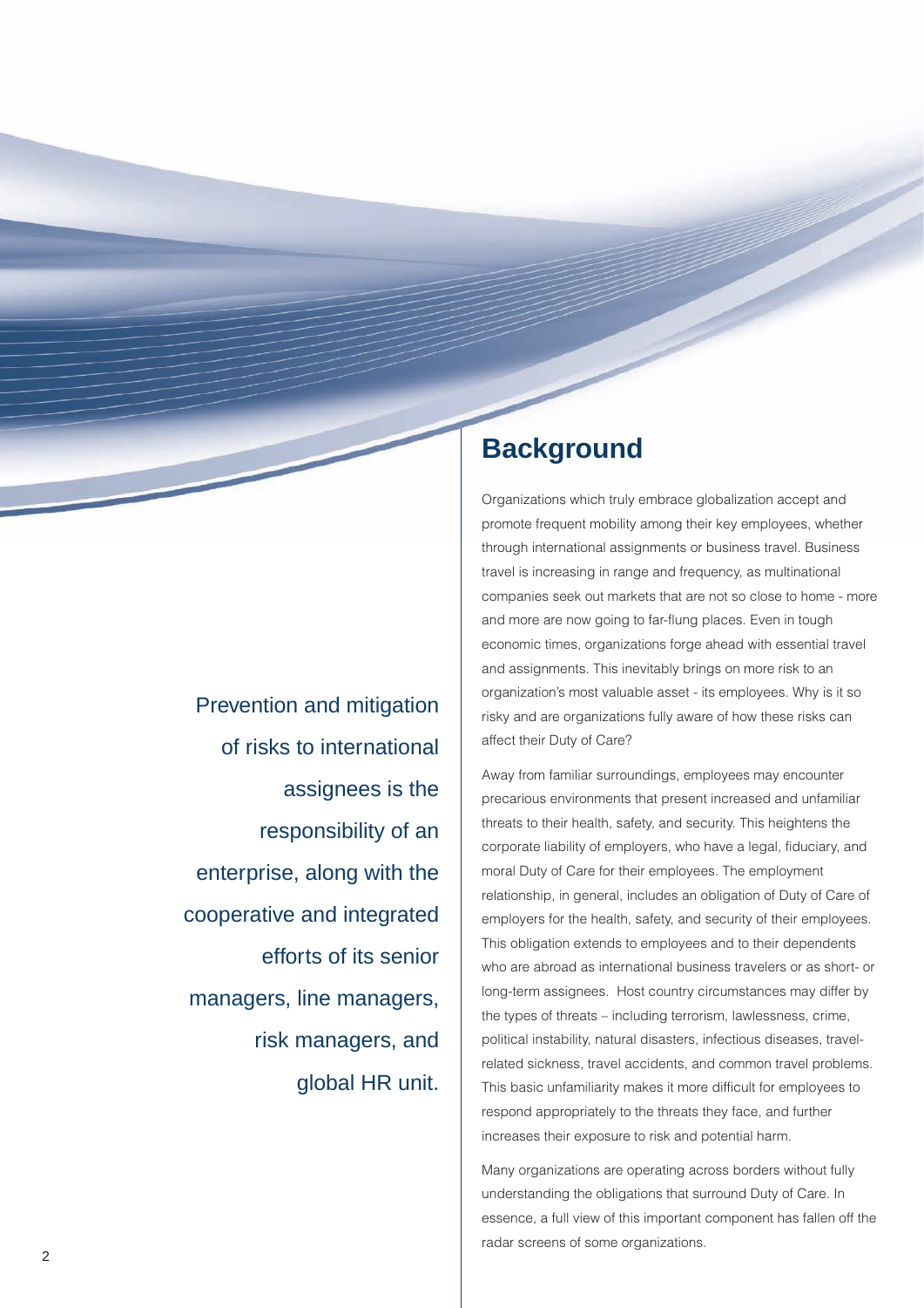> Prevention and mitigation of risks to international assignees is the responsibility of an enterprise, along with the cooperative and integrated efforts of its senior managers, line managers, risk managers, and global HR unit.

## Background

Organizations which truly embrace globalization accept and promote frequent mobility among their key employees, whether through international assignments or business travel. Business travel is increasing in range and frequency, as multinational companies seek out markets that are not so close to home - more and more are now going to far-flung places. Even in tough economic times, organizations forge ahead with essential travel and assignments. This inevitably brings on more risk to an organization's most valuable asset - its employees. Why is it so risky and are organizations fully aware of how these risks can affect their Duty of Care?

Away from familiar surroundings, employees may encounter precarious environments that present increased and unfamiliar threats to their health, safety, and security. This heightens the corporate liability of employers, who have a legal, fiduciary, and moral Duty of Care for their employees. The employment relationship, in general, includes an obligation of Duty of Care of employers for the health, safety, and security of their employees. This obligation extends to employees and to their dependents who are abroad as international business travelers or as short- or long-term assignees. Host country circumstances may differ by the types of threats – including terrorism, lawlessness, crime, political instability, natural disasters, infectious diseases, travel-related sickness, travel accidents, and common travel problems. This basic unfamiliarity makes it more difficult for employees to respond appropriately to the threats they face, and further increases their exposure to risk and potential harm.

Many organizations are operating across borders without fully understanding the obligations that surround Duty of Care. In essence, a full view of this important component has fallen off the radar screens of some organizations.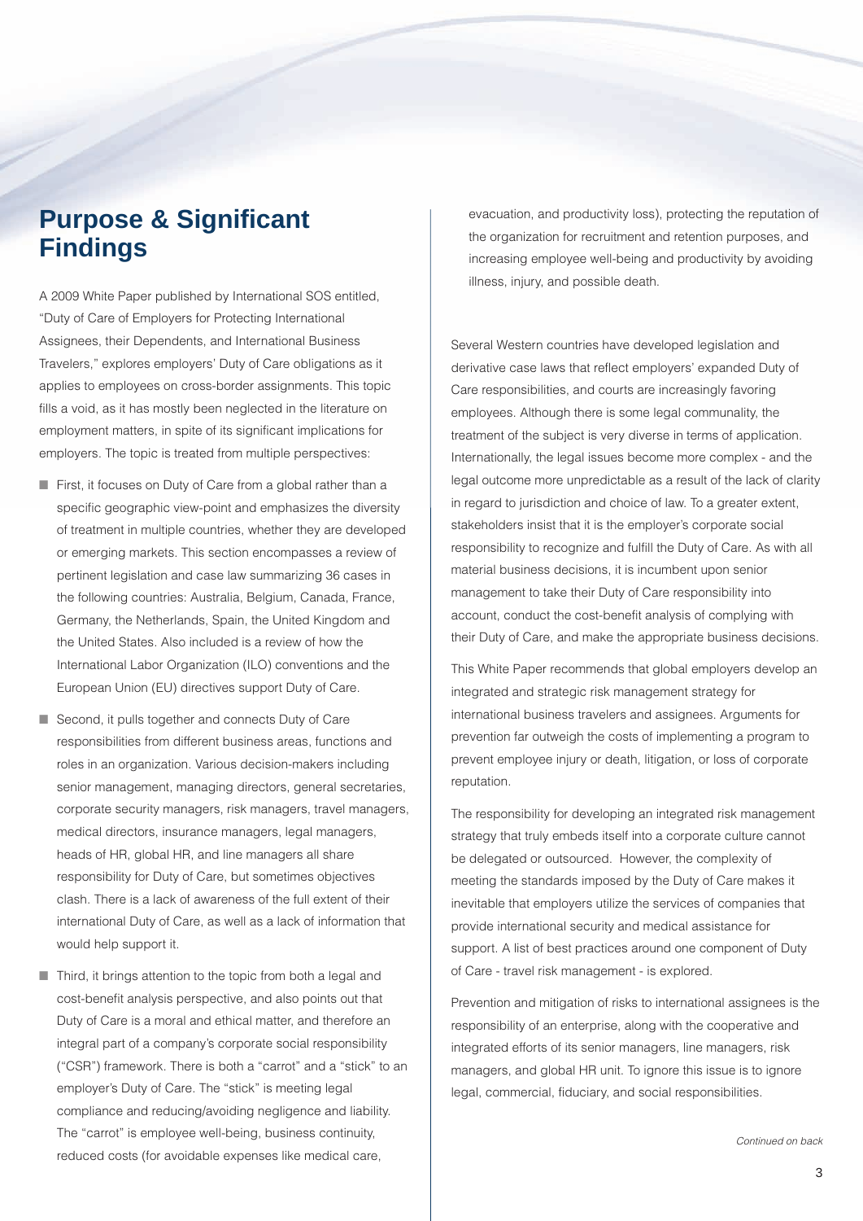# Purpose & Significant Findings

A 2009 White Paper published by International SOS entitled, "Duty of Care of Employers for Protecting International Assignees, their Dependents, and International Business Travelers," explores employers' Duty of Care obligations as it applies to employees on cross-border assignments. This topic fills a void, as it has mostly been neglected in the literature on employment matters, in spite of its significant implications for employers. The topic is treated from multiple perspectives:

- First, it focuses on Duty of Care from a global rather than a specific geographic view-point and emphasizes the diversity of treatment in multiple countries, whether they are developed or emerging markets. This section encompasses a review of pertinent legislation and case law summarizing 36 cases in the following countries: Australia, Belgium, Canada, France, Germany, the Netherlands, Spain, the United Kingdom and the United States. Also included is a review of how the International Labor Organization (ILO) conventions and the European Union (EU) directives support Duty of Care.
- Second, it pulls together and connects Duty of Care responsibilities from different business areas, functions and roles in an organization. Various decision-makers including senior management, managing directors, general secretaries, corporate security managers, risk managers, travel managers, medical directors, insurance managers, legal managers, heads of HR, global HR, and line managers all share responsibility for Duty of Care, but sometimes objectives clash. There is a lack of awareness of the full extent of their international Duty of Care, as well as a lack of information that would help support it.
- Third, it brings attention to the topic from both a legal and cost-benefit analysis perspective, and also points out that Duty of Care is a moral and ethical matter, and therefore an integral part of a company's corporate social responsibility ("CSR") framework. There is both a "carrot" and a "stick" to an employer's Duty of Care. The "stick" is meeting legal compliance and reducing/avoiding negligence and liability. The "carrot" is employee well-being, business continuity, reduced costs (for avoidable expenses like medical care, evacuation, and productivity loss), protecting the reputation of the organization for recruitment and retention purposes, and increasing employee well-being and productivity by avoiding illness, injury, and possible death.

Several Western countries have developed legislation and derivative case laws that reflect employers' expanded Duty of Care responsibilities, and courts are increasingly favoring employees. Although there is some legal communality, the treatment of the subject is very diverse in terms of application. Internationally, the legal issues become more complex - and the legal outcome more unpredictable as a result of the lack of clarity in regard to jurisdiction and choice of law. To a greater extent, stakeholders insist that it is the employer's corporate social responsibility to recognize and fulfill the Duty of Care. As with all material business decisions, it is incumbent upon senior management to take their Duty of Care responsibility into account, conduct the cost-benefit analysis of complying with their Duty of Care, and make the appropriate business decisions.

This White Paper recommends that global employers develop an integrated and strategic risk management strategy for international business travelers and assignees. Arguments for prevention far outweigh the costs of implementing a program to prevent employee injury or death, litigation, or loss of corporate reputation.

The responsibility for developing an integrated risk management strategy that truly embeds itself into a corporate culture cannot be delegated or outsourced. However, the complexity of meeting the standards imposed by the Duty of Care makes it inevitable that employers utilize the services of companies that provide international security and medical assistance for support. A list of best practices around one component of Duty of Care - travel risk management - is explored.

Prevention and mitigation of risks to international assignees is the responsibility of an enterprise, along with the cooperative and integrated efforts of its senior managers, line managers, risk managers, and global HR unit. To ignore this issue is to ignore legal, commercial, fiduciary, and social responsibilities.

*Continued on back*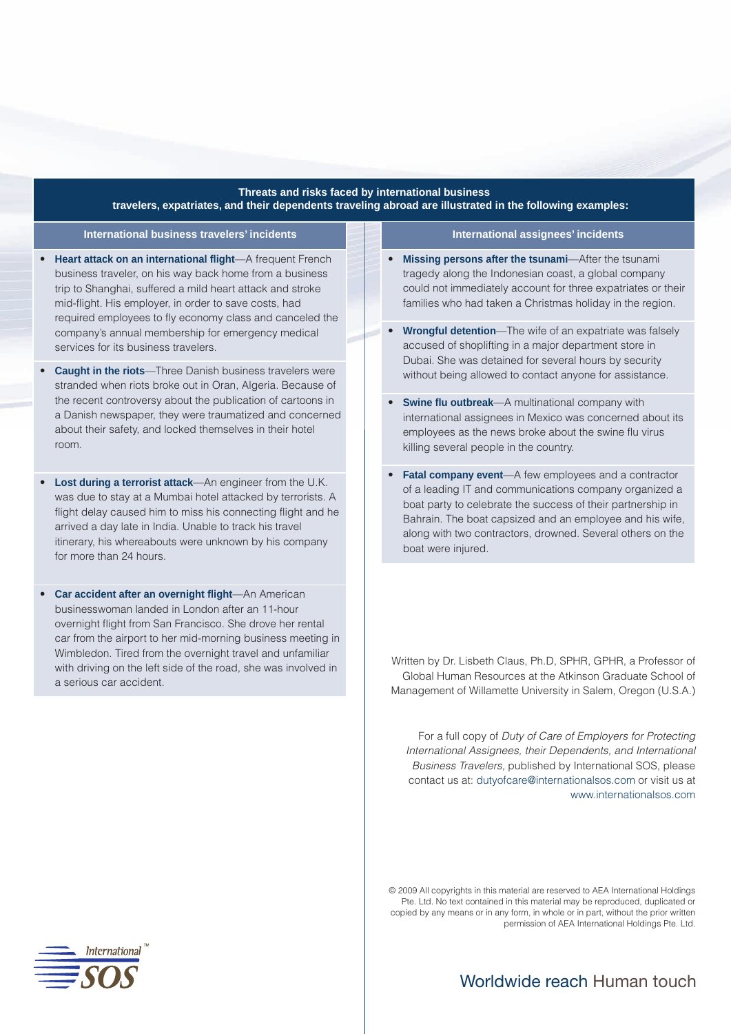**Threats and risks faced by international business travelers, expatriates, and their dependents traveling abroad are illustrated in the following examples:**

### International business travelers' incidents

- **Heart attack on an international flight**—A frequent French business traveler, on his way back home from a business trip to Shanghai, suffered a mild heart attack and stroke mid-flight. His employer, in order to save costs, had required employees to fly economy class and canceled the company's annual membership for emergency medical services for its business travelers.
- **Caught in the riots**—Three Danish business travelers were stranded when riots broke out in Oran, Algeria. Because of the recent controversy about the publication of cartoons in a Danish newspaper, they were traumatized and concerned about their safety, and locked themselves in their hotel room.
- **Lost during a terrorist attack**—An engineer from the U.K. was due to stay at a Mumbai hotel attacked by terrorists. A flight delay caused him to miss his connecting flight and he arrived a day late in India. Unable to track his travel itinerary, his whereabouts were unknown by his company for more than 24 hours.
- **Car accident after an overnight flight**—An American businesswoman landed in London after an 11-hour overnight flight from San Francisco. She drove her rental car from the airport to her mid-morning business meeting in Wimbledon. Tired from the overnight travel and unfamiliar with driving on the left side of the road, she was involved in a serious car accident.

### International assignees' incidents

- **Missing persons after the tsunami**—After the tsunami tragedy along the Indonesian coast, a global company could not immediately account for three expatriates or their families who had taken a Christmas holiday in the region.
- **Wrongful detention**—The wife of an expatriate was falsely accused of shoplifting in a major department store in Dubai. She was detained for several hours by security without being allowed to contact anyone for assistance.
- **Swine flu outbreak**—A multinational company with international assignees in Mexico was concerned about its employees as the news broke about the swine flu virus killing several people in the country.
- **Fatal company event**—A few employees and a contractor of a leading IT and communications company organized a boat party to celebrate the success of their partnership in Bahrain. The boat capsized and an employee and his wife, along with two contractors, drowned. Several others on the boat were injured.

Written by Dr. Lisbeth Claus, Ph.D, SPHR, GPHR, a Professor of Global Human Resources at the Atkinson Graduate School of Management of Willamette University in Salem, Oregon (U.S.A.)

For a full copy of *Duty of Care of Employers for Protecting International Assignees, their Dependents, and International Business Travelers,* published by International SOS, please contact us at: dutyofcare@internationalsos.com or visit us at www.internationalsos.com

© 2009 All copyrights in this material are reserved to AEA International Holdings Pte. Ltd. No text contained in this material may be reproduced, duplicated or copied by any means or in any form, in whole or in part, without the prior written permission of AEA International Holdings Pte. Ltd.

International™ SOS

Worldwide reach Human touch